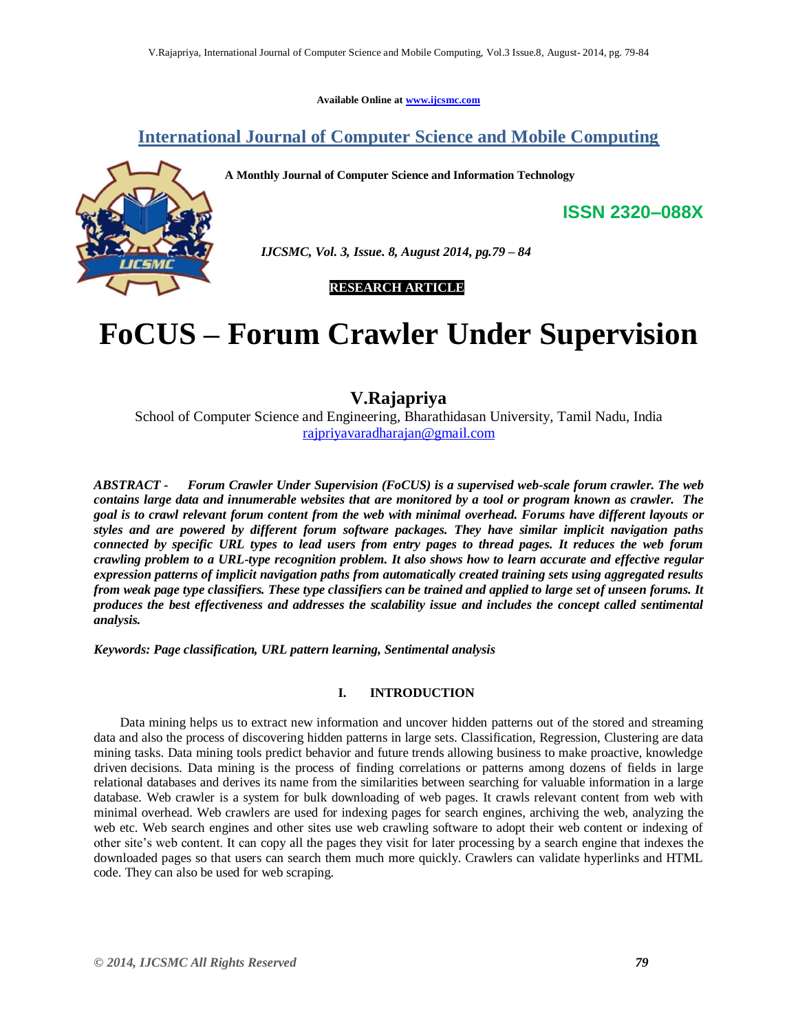Available Online at www.ijcsmc.com

## International Journal of Computer Science and Mobile Computing

**A Monthly Journal of Computer Science and Information Technology**

**ISSN 2320–088X**

*IJCSMC, Vol. 3, Issue. 8, August 2014, pg.79 – 84*

**RESEARCH ARTICLE**

# FoCUS – Forum Crawler Under Supervision

## V.Rajapriya

School of Computer Science and Engineering, Bharathidasan University, Tamil Nadu, India
rajpriyavaradharajan@gmail.com

***ABSTRACT - Forum Crawler Under Supervision (FoCUS) is a supervised web-scale forum crawler. The web contains large data and innumerable websites that are monitored by a tool or program known as crawler. The goal is to crawl relevant forum content from the web with minimal overhead. Forums have different layouts or styles and are powered by different forum software packages. They have similar implicit navigation paths connected by specific URL types to lead users from entry pages to thread pages. It reduces the web forum crawling problem to a URL-type recognition problem. It also shows how to learn accurate and effective regular expression patterns of implicit navigation paths from automatically created training sets using aggregated results from weak page type classifiers. These type classifiers can be trained and applied to large set of unseen forums. It produces the best effectiveness and addresses the scalability issue and includes the concept called sentimental analysis.***

***Keywords: Page classification, URL pattern learning, Sentimental analysis***

## I. INTRODUCTION

Data mining helps us to extract new information and uncover hidden patterns out of the stored and streaming data and also the process of discovering hidden patterns in large sets. Classification, Regression, Clustering are data mining tasks. Data mining tools predict behavior and future trends allowing business to make proactive, knowledge driven decisions. Data mining is the process of finding correlations or patterns among dozens of fields in large relational databases and derives its name from the similarities between searching for valuable information in a large database. Web crawler is a system for bulk downloading of web pages. It crawls relevant content from web with minimal overhead. Web crawlers are used for indexing pages for search engines, archiving the web, analyzing the web etc. Web search engines and other sites use web crawling software to adopt their web content or indexing of other site's web content. It can copy all the pages they visit for later processing by a search engine that indexes the downloaded pages so that users can search them much more quickly. Crawlers can validate hyperlinks and HTML code. They can also be used for web scraping.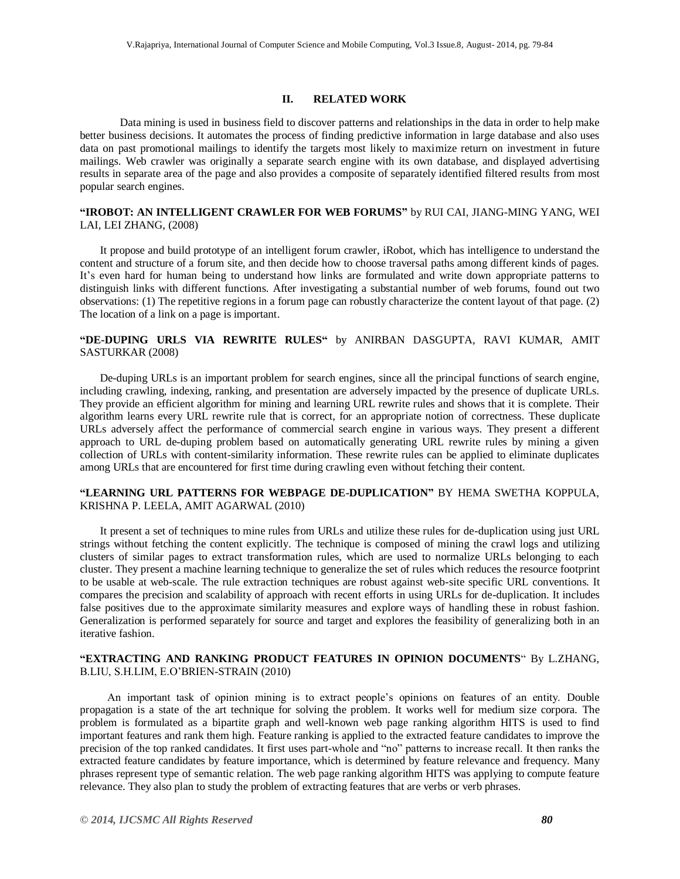## II. RELATED WORK

Data mining is used in business field to discover patterns and relationships in the data in order to help make better business decisions. It automates the process of finding predictive information in large database and also uses data on past promotional mailings to identify the targets most likely to maximize return on investment in future mailings. Web crawler was originally a separate search engine with its own database, and displayed advertising results in separate area of the page and also provides a composite of separately identified filtered results from most popular search engines.

**"IROBOT: AN INTELLIGENT CRAWLER FOR WEB FORUMS"** by RUI CAI, JIANG-MING YANG, WEI LAI, LEI ZHANG, (2008)

It propose and build prototype of an intelligent forum crawler, iRobot, which has intelligence to understand the content and structure of a forum site, and then decide how to choose traversal paths among different kinds of pages. It's even hard for human being to understand how links are formulated and write down appropriate patterns to distinguish links with different functions. After investigating a substantial number of web forums, found out two observations: (1) The repetitive regions in a forum page can robustly characterize the content layout of that page. (2) The location of a link on a page is important.

**"DE-DUPING URLS VIA REWRITE RULES"** by ANIRBAN DASGUPTA, RAVI KUMAR, AMIT SASTURKAR (2008)

De-duping URLs is an important problem for search engines, since all the principal functions of search engine, including crawling, indexing, ranking, and presentation are adversely impacted by the presence of duplicate URLs. They provide an efficient algorithm for mining and learning URL rewrite rules and shows that it is complete. Their algorithm learns every URL rewrite rule that is correct, for an appropriate notion of correctness. These duplicate URLs adversely affect the performance of commercial search engine in various ways. They present a different approach to URL de-duping problem based on automatically generating URL rewrite rules by mining a given collection of URLs with content-similarity information. These rewrite rules can be applied to eliminate duplicates among URLs that are encountered for first time during crawling even without fetching their content.

**"LEARNING URL PATTERNS FOR WEBPAGE DE-DUPLICATION"** BY HEMA SWETHA KOPPULA, KRISHNA P. LEELA, AMIT AGARWAL (2010)

It present a set of techniques to mine rules from URLs and utilize these rules for de-duplication using just URL strings without fetching the content explicitly. The technique is composed of mining the crawl logs and utilizing clusters of similar pages to extract transformation rules, which are used to normalize URLs belonging to each cluster. They present a machine learning technique to generalize the set of rules which reduces the resource footprint to be usable at web-scale. The rule extraction techniques are robust against web-site specific URL conventions. It compares the precision and scalability of approach with recent efforts in using URLs for de-duplication. It includes false positives due to the approximate similarity measures and explore ways of handling these in robust fashion. Generalization is performed separately for source and target and explores the feasibility of generalizing both in an iterative fashion.

**"EXTRACTING AND RANKING PRODUCT FEATURES IN OPINION DOCUMENTS"** By L.ZHANG, B.LIU, S.H.LIM, E.O'BRIEN-STRAIN (2010)

An important task of opinion mining is to extract people's opinions on features of an entity. Double propagation is a state of the art technique for solving the problem. It works well for medium size corpora. The problem is formulated as a bipartite graph and well-known web page ranking algorithm HITS is used to find important features and rank them high. Feature ranking is applied to the extracted feature candidates to improve the precision of the top ranked candidates. It first uses part-whole and "no" patterns to increase recall. It then ranks the extracted feature candidates by feature importance, which is determined by feature relevance and frequency. Many phrases represent type of semantic relation. The web page ranking algorithm HITS was applying to compute feature relevance. They also plan to study the problem of extracting features that are verbs or verb phrases.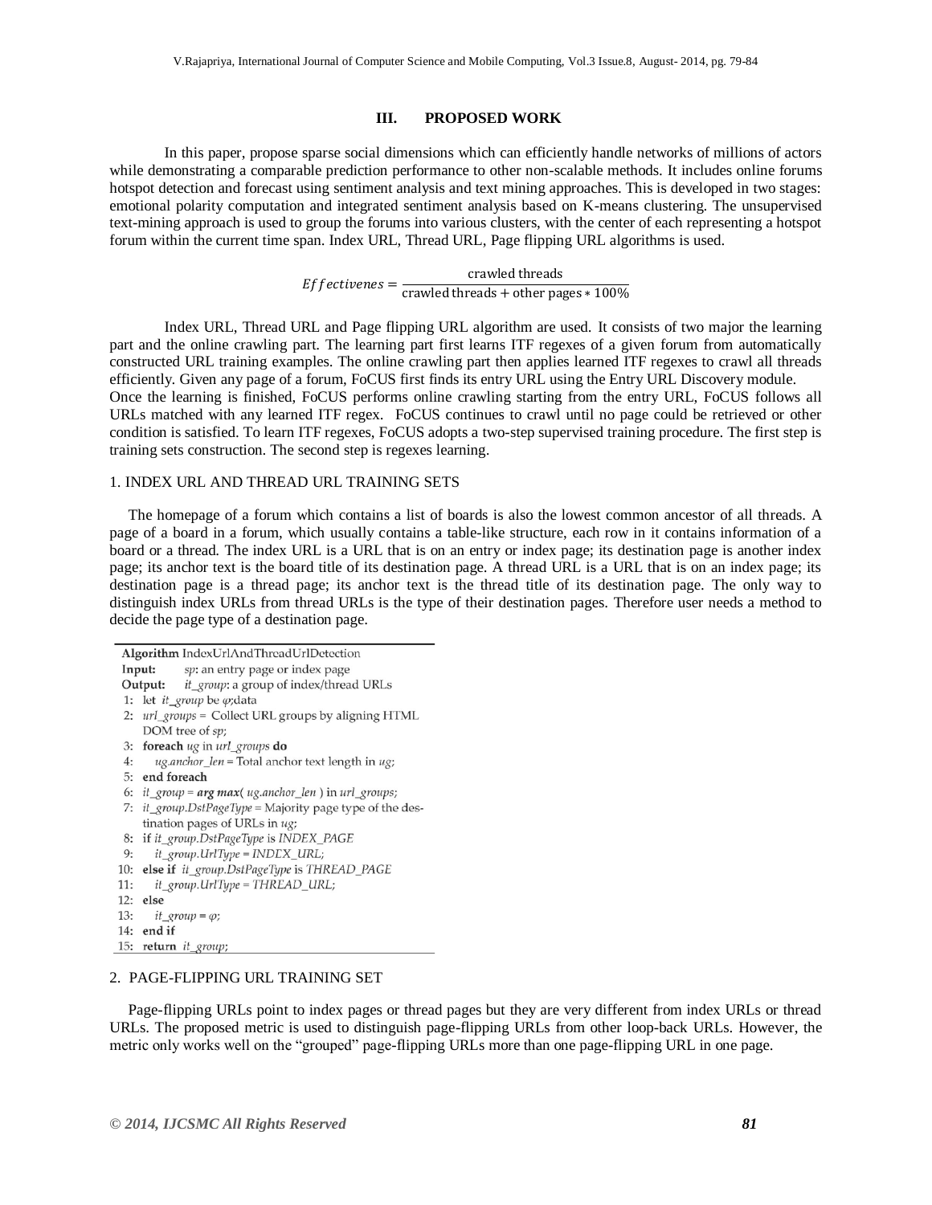## III. PROPOSED WORK

In this paper, propose sparse social dimensions which can efficiently handle networks of millions of actors while demonstrating a comparable prediction performance to other non-scalable methods. It includes online forums hotspot detection and forecast using sentiment analysis and text mining approaches. This is developed in two stages: emotional polarity computation and integrated sentiment analysis based on K-means clustering. The unsupervised text-mining approach is used to group the forums into various clusters, with the center of each representing a hotspot forum within the current time span. Index URL, Thread URL, Page flipping URL algorithms is used.

$$Effectivenes = \frac{\text{crawled threads}}{\text{crawled threads} + \text{other pages} * 100\%}$$

Index URL, Thread URL and Page flipping URL algorithm are used. It consists of two major the learning part and the online crawling part. The learning part first learns ITF regexes of a given forum from automatically constructed URL training examples. The online crawling part then applies learned ITF regexes to crawl all threads efficiently. Given any page of a forum, FoCUS first finds its entry URL using the Entry URL Discovery module. Once the learning is finished, FoCUS performs online crawling starting from the entry URL, FoCUS follows all URLs matched with any learned ITF regex. FoCUS continues to crawl until no page could be retrieved or other condition is satisfied. To learn ITF regexes, FoCUS adopts a two-step supervised training procedure. The first step is training sets construction. The second step is regexes learning.

### 1. INDEX URL AND THREAD URL TRAINING SETS

The homepage of a forum which contains a list of boards is also the lowest common ancestor of all threads. A page of a board in a forum, which usually contains a table-like structure, each row in it contains information of a board or a thread. The index URL is a URL that is on an entry or index page; its destination page is another index page; its anchor text is the board title of its destination page. A thread URL is a URL that is on an index page; its destination page is a thread page; its anchor text is the thread title of its destination page. The only way to distinguish index URLs from thread URLs is the type of their destination pages. Therefore user needs a method to decide the page type of a destination page.

```
Algorithm IndexUrlAndThreadUrlDetection
Input:    sp: an entry page or index page
Output:   it_group: a group of index/thread URLs
 1: let it_group be φ;data
 2: url_groups = Collect URL groups by aligning HTML
    DOM tree of sp;
 3: foreach ug in url_groups do
 4:     ug.anchor_len = Total anchor text length in ug;
 5: end foreach
 6: it_group = arg max( ug.anchor_len ) in url_groups;
 7: it_group.DstPageType = Majority page type of the des-
    tination pages of URLs in ug;
 8: if it_group.DstPageType is INDEX_PAGE
 9:     it_group.UrlType = INDEX_URL;
10: else if it_group.DstPageType is THREAD_PAGE
11:     it_group.UrlType = THREAD_URL;
12: else
13:     it_group = φ;
14: end if
15: return it_group;
```

### 2. PAGE-FLIPPING URL TRAINING SET

Page-flipping URLs point to index pages or thread pages but they are very different from index URLs or thread URLs. The proposed metric is used to distinguish page-flipping URLs from other loop-back URLs. However, the metric only works well on the "grouped" page-flipping URLs more than one page-flipping URL in one page.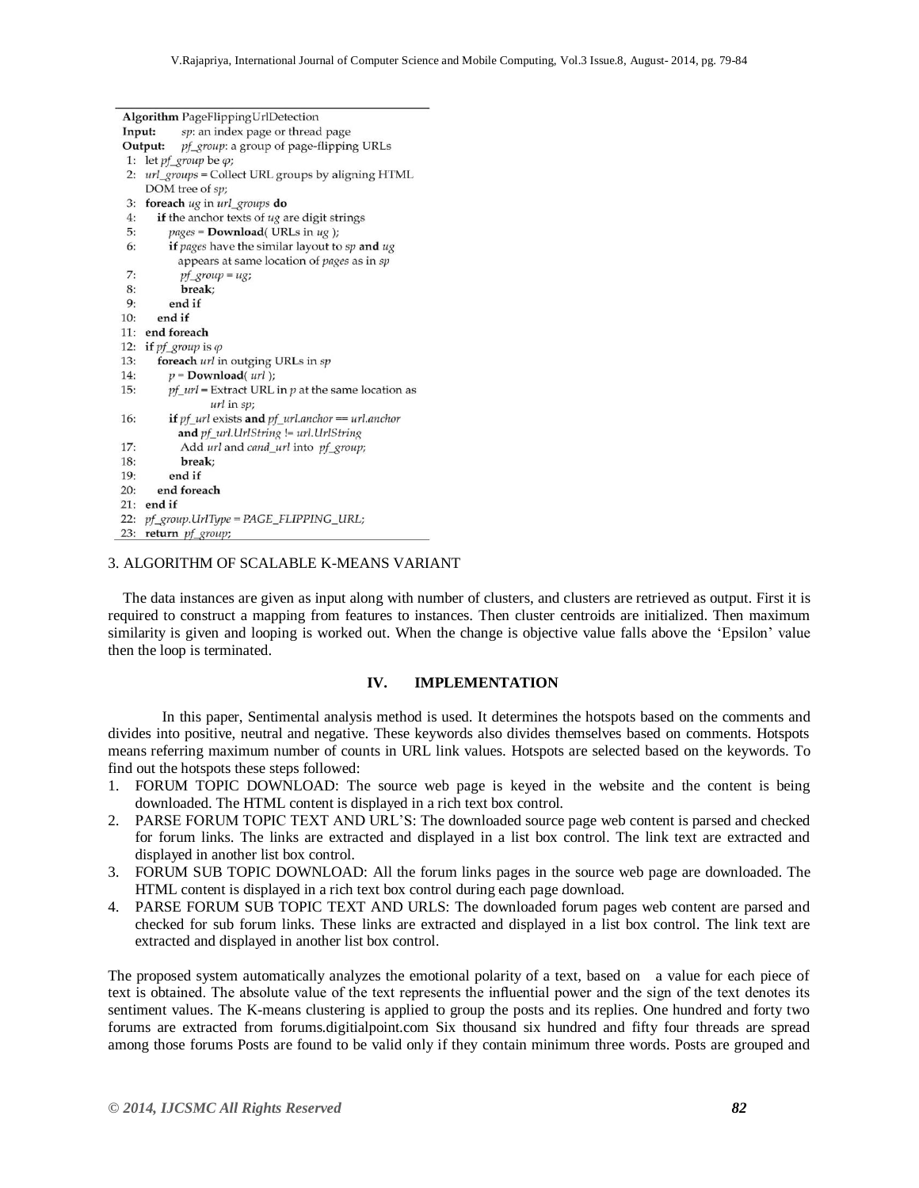```
Algorithm PageFlippingUrlDetection
Input:    sp: an index page or thread page
Output:   pf_group: a group of page-flipping URLs
 1: let pf_group be φ;
 2: url_groups = Collect URL groups by aligning HTML
    DOM tree of sp;
 3: foreach ug in url_groups do
 4:    if the anchor texts of ug are digit strings
 5:       pages = Download( URLs in ug );
 6:       if pages have the similar layout to sp and ug
            appears at same location of pages as in sp
 7:          pf_group = ug;
 8:          break;
 9:       end if
10:    end if
11: end foreach
12: if pf_group is φ
13:    foreach url in outgoing URLs in sp
14:       p = Download( url );
15:       pf_url = Extract URL in p at the same location as
                   url in sp;
16:       if pf_url exists and pf_url.anchor == url.anchor
            and pf_url.UrlString != url.UrlString
17:          Add url and cand_url into pf_group;
18:          break;
19:       end if
20:    end foreach
21: end if
22: pf_group.UrlType = PAGE_FLIPPING_URL;
23: return pf_group;
```

3. ALGORITHM OF SCALABLE K-MEANS VARIANT

The data instances are given as input along with number of clusters, and clusters are retrieved as output. First it is required to construct a mapping from features to instances. Then cluster centroids are initialized. Then maximum similarity is given and looping is worked out. When the change is objective value falls above the 'Epsilon' value then the loop is terminated.

## IV. IMPLEMENTATION

In this paper, Sentimental analysis method is used. It determines the hotspots based on the comments and divides into positive, neutral and negative. These keywords also divides themselves based on comments. Hotspots means referring maximum number of counts in URL link values. Hotspots are selected based on the keywords. To find out the hotspots these steps followed:

1. FORUM TOPIC DOWNLOAD: The source web page is keyed in the website and the content is being downloaded. The HTML content is displayed in a rich text box control.
2. PARSE FORUM TOPIC TEXT AND URL'S: The downloaded source page web content is parsed and checked for forum links. The links are extracted and displayed in a list box control. The link text are extracted and displayed in another list box control.
3. FORUM SUB TOPIC DOWNLOAD: All the forum links pages in the source web page are downloaded. The HTML content is displayed in a rich text box control during each page download.
4. PARSE FORUM SUB TOPIC TEXT AND URLS: The downloaded forum pages web content are parsed and checked for sub forum links. These links are extracted and displayed in a list box control. The link text are extracted and displayed in another list box control.

The proposed system automatically analyzes the emotional polarity of a text, based on a value for each piece of text is obtained. The absolute value of the text represents the influential power and the sign of the text denotes its sentiment values. The K-means clustering is applied to group the posts and its replies. One hundred and forty two forums are extracted from forums.digitialpoint.com Six thousand six hundred and fifty four threads are spread among those forums Posts are found to be valid only if they contain minimum three words. Posts are grouped and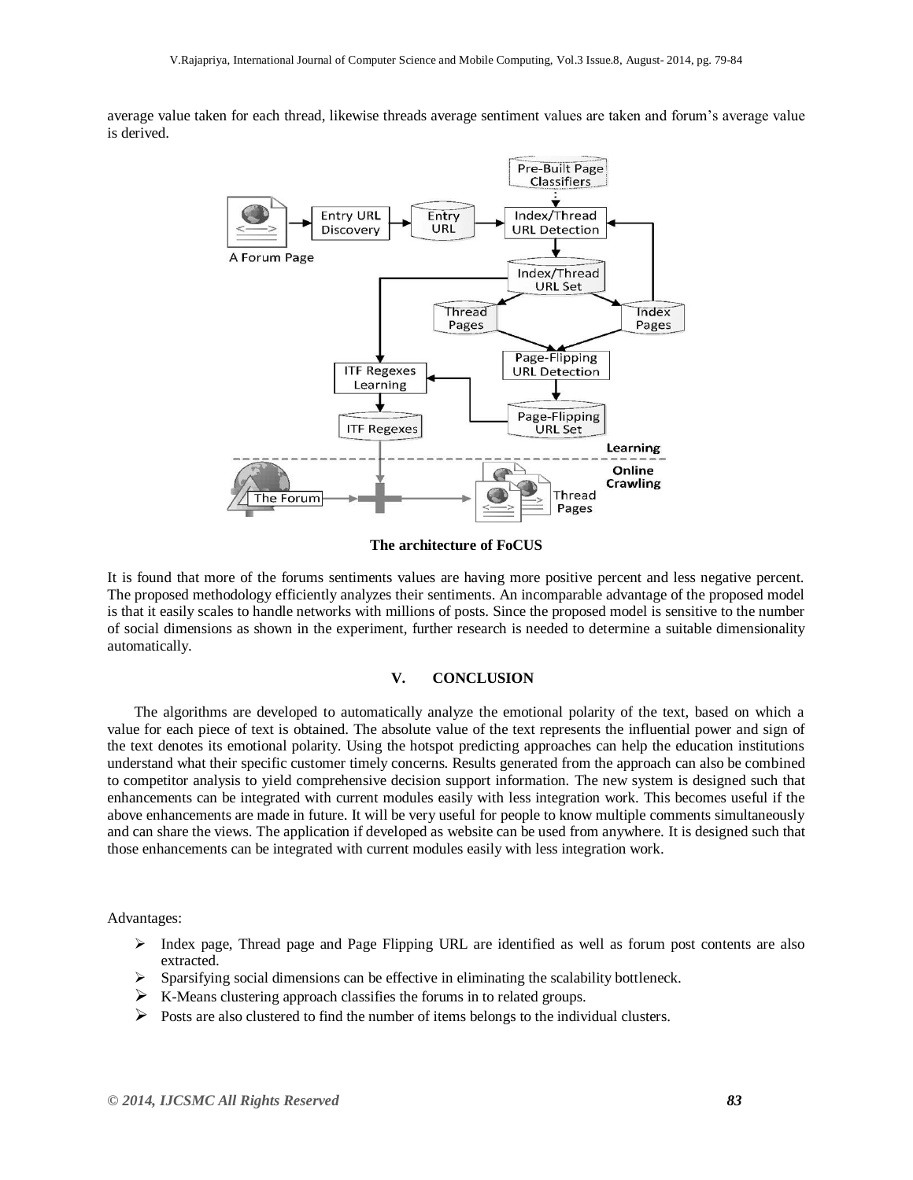average value taken for each thread, likewise threads average sentiment values are taken and forum's average value is derived.

**The architecture of FoCUS**

It is found that more of the forums sentiments values are having more positive percent and less negative percent. The proposed methodology efficiently analyzes their sentiments. An incomparable advantage of the proposed model is that it easily scales to handle networks with millions of posts. Since the proposed model is sensitive to the number of social dimensions as shown in the experiment, further research is needed to determine a suitable dimensionality automatically.

## V. CONCLUSION

The algorithms are developed to automatically analyze the emotional polarity of the text, based on which a value for each piece of text is obtained. The absolute value of the text represents the influential power and sign of the text denotes its emotional polarity. Using the hotspot predicting approaches can help the education institutions understand what their specific customer timely concerns. Results generated from the approach can also be combined to competitor analysis to yield comprehensive decision support information. The new system is designed such that enhancements can be integrated with current modules easily with less integration work. This becomes useful if the above enhancements are made in future. It will be very useful for people to know multiple comments simultaneously and can share the views. The application if developed as website can be used from anywhere. It is designed such that those enhancements can be integrated with current modules easily with less integration work.

Advantages:

- Index page, Thread page and Page Flipping URL are identified as well as forum post contents are also extracted.
- Sparsifying social dimensions can be effective in eliminating the scalability bottleneck.
- K-Means clustering approach classifies the forums in to related groups.
- Posts are also clustered to find the number of items belongs to the individual clusters.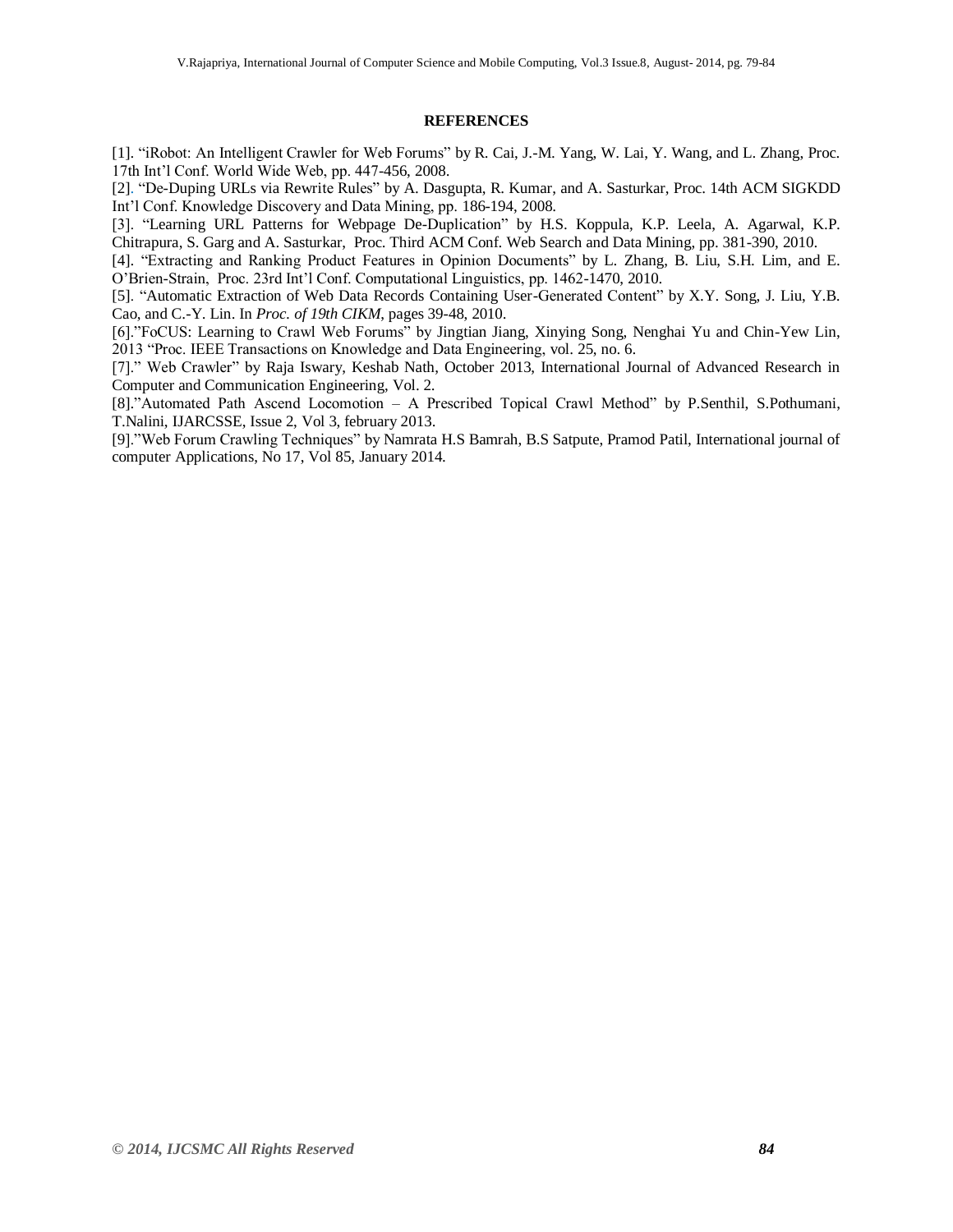## REFERENCES

[1]. "iRobot: An Intelligent Crawler for Web Forums" by R. Cai, J.-M. Yang, W. Lai, Y. Wang, and L. Zhang, Proc. 17th Int'l Conf. World Wide Web, pp. 447-456, 2008.

[2]. "De-Duping URLs via Rewrite Rules" by A. Dasgupta, R. Kumar, and A. Sasturkar, Proc. 14th ACM SIGKDD Int'l Conf. Knowledge Discovery and Data Mining, pp. 186-194, 2008.

[3]. "Learning URL Patterns for Webpage De-Duplication" by H.S. Koppula, K.P. Leela, A. Agarwal, K.P. Chitrapura, S. Garg and A. Sasturkar, Proc. Third ACM Conf. Web Search and Data Mining, pp. 381-390, 2010.

[4]. "Extracting and Ranking Product Features in Opinion Documents" by L. Zhang, B. Liu, S.H. Lim, and E. O'Brien-Strain, Proc. 23rd Int'l Conf. Computational Linguistics, pp. 1462-1470, 2010.

[5]. "Automatic Extraction of Web Data Records Containing User-Generated Content" by X.Y. Song, J. Liu, Y.B. Cao, and C.-Y. Lin. In *Proc. of 19th CIKM*, pages 39-48, 2010.

[6]."FoCUS: Learning to Crawl Web Forums" by Jingtian Jiang, Xinying Song, Nenghai Yu and Chin-Yew Lin, 2013 "Proc. IEEE Transactions on Knowledge and Data Engineering, vol. 25, no. 6.

[7]." Web Crawler" by Raja Iswary, Keshab Nath, October 2013, International Journal of Advanced Research in Computer and Communication Engineering, Vol. 2.

[8]."Automated Path Ascend Locomotion – A Prescribed Topical Crawl Method" by P.Senthil, S.Pothumani, T.Nalini, IJARCSSE, Issue 2, Vol 3, february 2013.

[9]."Web Forum Crawling Techniques" by Namrata H.S Bamrah, B.S Satpute, Pramod Patil, International journal of computer Applications, No 17, Vol 85, January 2014.